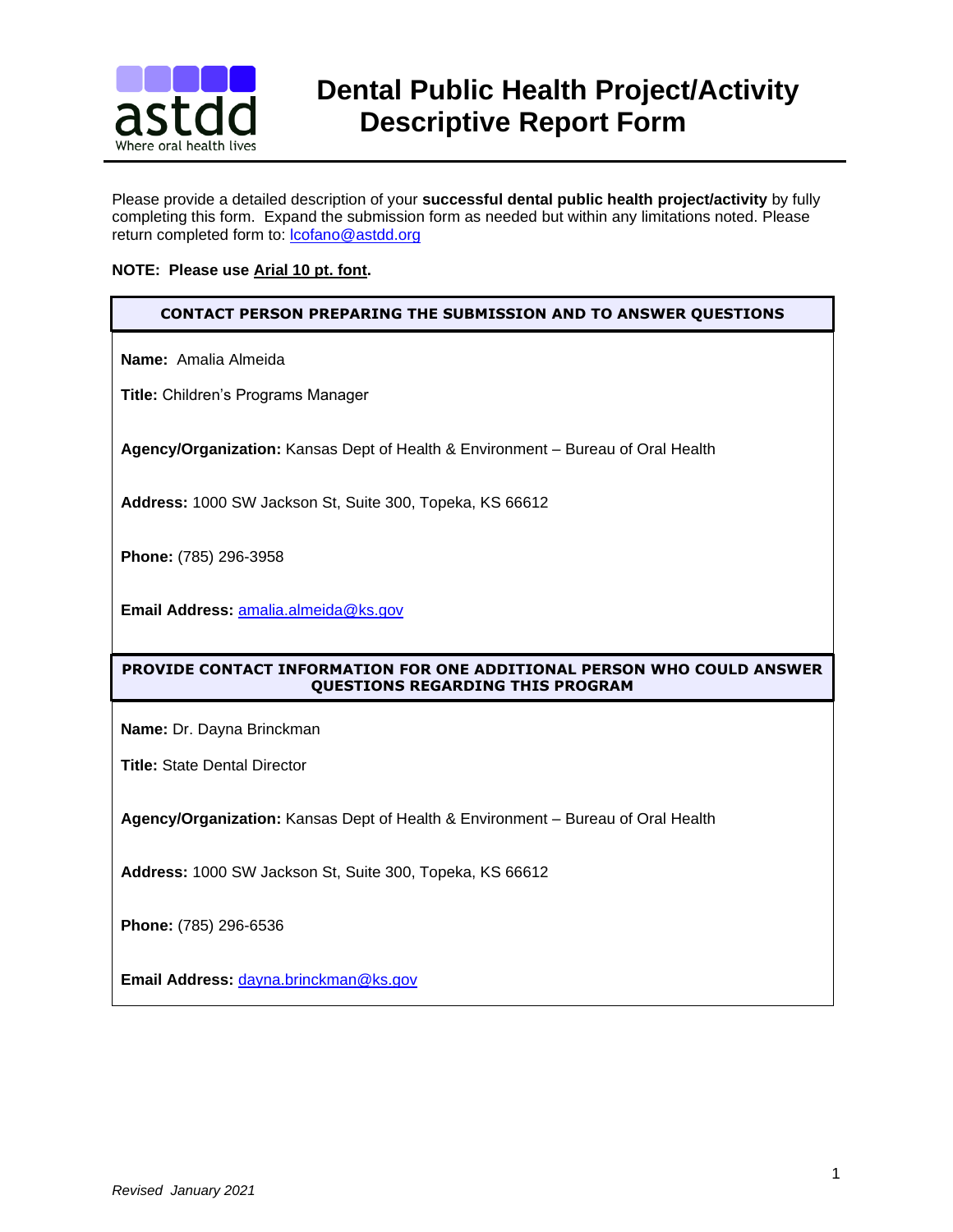# Dental Public Health Project/Activity Descriptive Report Form

Please provide a detailed description of your **successful dental public health project/activity** by fully completing this form. Expand the submission form as needed but within any limitations noted. Please return completed form to: lcofano@astdd.org

**NOTE: Please use Arial 10 pt. font.**

## CONTACT PERSON PREPARING THE SUBMISSION AND TO ANSWER QUESTIONS

**Name:** Amalia Almeida

**Title:** Children's Programs Manager

**Agency/Organization:** Kansas Dept of Health & Environment – Bureau of Oral Health

**Address:** 1000 SW Jackson St, Suite 300, Topeka, KS 66612

**Phone:** (785) 296-3958

**Email Address:** amalia.almeida@ks.gov

## PROVIDE CONTACT INFORMATION FOR ONE ADDITIONAL PERSON WHO COULD ANSWER QUESTIONS REGARDING THIS PROGRAM

**Name:** Dr. Dayna Brinckman

**Title:** State Dental Director

**Agency/Organization:** Kansas Dept of Health & Environment – Bureau of Oral Health

**Address:** 1000 SW Jackson St, Suite 300, Topeka, KS 66612

**Phone:** (785) 296-6536

**Email Address:** dayna.brinckman@ks.gov

*Revised January 2021*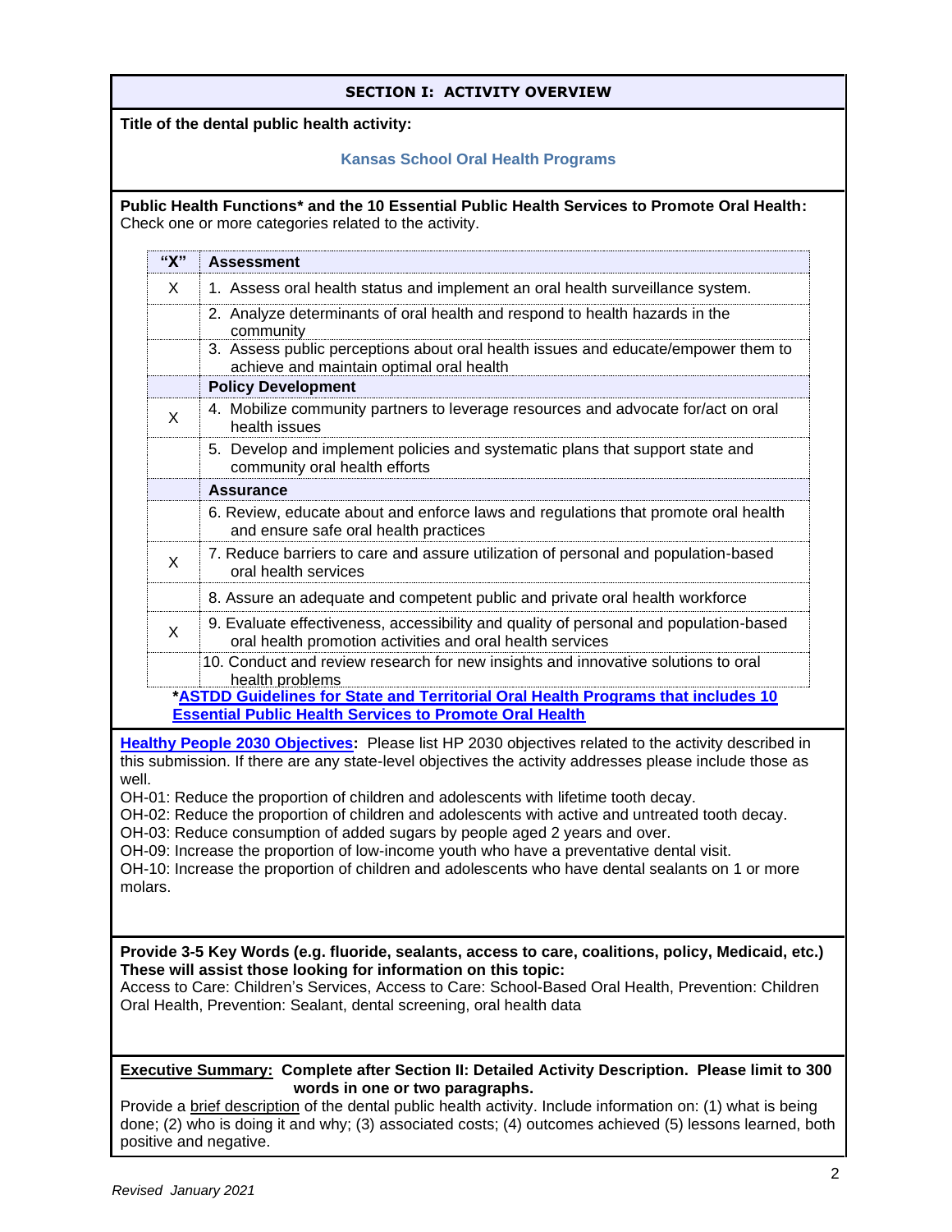## SECTION I: ACTIVITY OVERVIEW

**Title of the dental public health activity:**

**Kansas School Oral Health Programs**

**Public Health Functions* and the 10 Essential Public Health Services to Promote Oral Health:** Check one or more categories related to the activity.

| "X" | Assessment |
|---|---|
| X | 1. Assess oral health status and implement an oral health surveillance system. |
| | 2. Analyze determinants of oral health and respond to health hazards in the community |
| | 3. Assess public perceptions about oral health issues and educate/empower them to achieve and maintain optimal oral health |
| | **Policy Development** |
| X | 4. Mobilize community partners to leverage resources and advocate for/act on oral health issues |
| | 5. Develop and implement policies and systematic plans that support state and community oral health efforts |
| | **Assurance** |
| | 6. Review, educate about and enforce laws and regulations that promote oral health and ensure safe oral health practices |
| X | 7. Reduce barriers to care and assure utilization of personal and population-based oral health services |
| | 8. Assure an adequate and competent public and private oral health workforce |
| X | 9. Evaluate effectiveness, accessibility and quality of personal and population-based oral health promotion activities and oral health services |
| | 10. Conduct and review research for new insights and innovative solutions to oral health problems |

***ASTDD Guidelines for State and Territorial Oral Health Programs that includes 10 Essential Public Health Services to Promote Oral Health**

**Healthy People 2030 Objectives:** Please list HP 2030 objectives related to the activity described in this submission. If there are any state-level objectives the activity addresses please include those as well.

OH-01: Reduce the proportion of children and adolescents with lifetime tooth decay.
OH-02: Reduce the proportion of children and adolescents with active and untreated tooth decay.
OH-03: Reduce consumption of added sugars by people aged 2 years and over.
OH-09: Increase the proportion of low-income youth who have a preventative dental visit.
OH-10: Increase the proportion of children and adolescents who have dental sealants on 1 or more molars.

**Provide 3-5 Key Words (e.g. fluoride, sealants, access to care, coalitions, policy, Medicaid, etc.) These will assist those looking for information on this topic:**
Access to Care: Children's Services, Access to Care: School-Based Oral Health, Prevention: Children Oral Health, Prevention: Sealant, dental screening, oral health data

**Executive Summary: Complete after Section II: Detailed Activity Description. Please limit to 300 words in one or two paragraphs.**
Provide a brief description of the dental public health activity. Include information on: (1) what is being done; (2) who is doing it and why; (3) associated costs; (4) outcomes achieved (5) lessons learned, both positive and negative.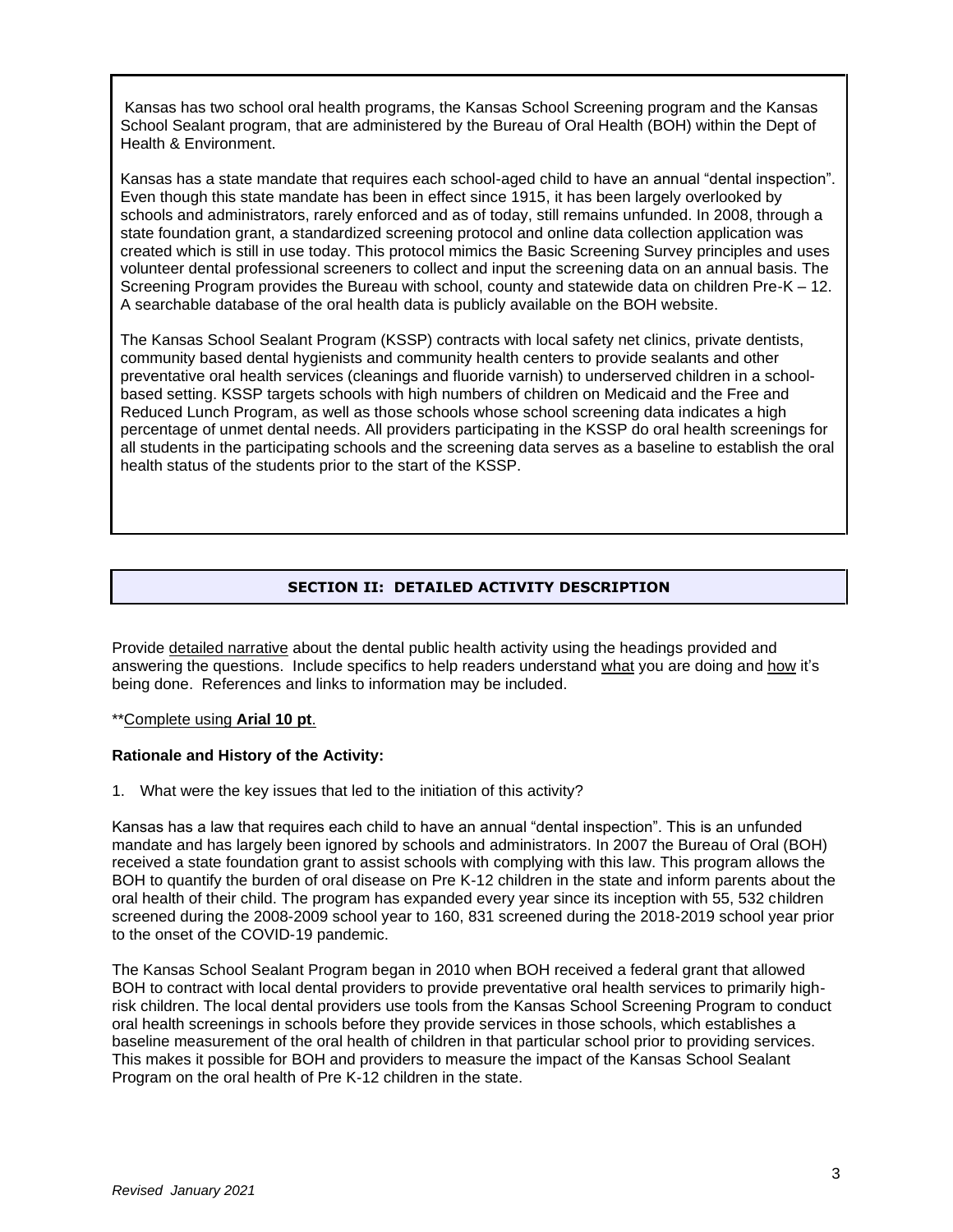Kansas has two school oral health programs, the Kansas School Screening program and the Kansas School Sealant program, that are administered by the Bureau of Oral Health (BOH) within the Dept of Health & Environment.

Kansas has a state mandate that requires each school-aged child to have an annual "dental inspection". Even though this state mandate has been in effect since 1915, it has been largely overlooked by schools and administrators, rarely enforced and as of today, still remains unfunded. In 2008, through a state foundation grant, a standardized screening protocol and online data collection application was created which is still in use today. This protocol mimics the Basic Screening Survey principles and uses volunteer dental professional screeners to collect and input the screening data on an annual basis. The Screening Program provides the Bureau with school, county and statewide data on children Pre-K – 12. A searchable database of the oral health data is publicly available on the BOH website.

The Kansas School Sealant Program (KSSP) contracts with local safety net clinics, private dentists, community based dental hygienists and community health centers to provide sealants and other preventative oral health services (cleanings and fluoride varnish) to underserved children in a school-based setting. KSSP targets schools with high numbers of children on Medicaid and the Free and Reduced Lunch Program, as well as those schools whose school screening data indicates a high percentage of unmet dental needs. All providers participating in the KSSP do oral health screenings for all students in the participating schools and the screening data serves as a baseline to establish the oral health status of the students prior to the start of the KSSP.

## SECTION II: DETAILED ACTIVITY DESCRIPTION

Provide detailed narrative about the dental public health activity using the headings provided and answering the questions. Include specifics to help readers understand what you are doing and how it's being done. References and links to information may be included.

**Complete using **Arial 10 pt**.

**Rationale and History of the Activity:**

1. What were the key issues that led to the initiation of this activity?

Kansas has a law that requires each child to have an annual "dental inspection". This is an unfunded mandate and has largely been ignored by schools and administrators. In 2007 the Bureau of Oral (BOH) received a state foundation grant to assist schools with complying with this law. This program allows the BOH to quantify the burden of oral disease on Pre K-12 children in the state and inform parents about the oral health of their child. The program has expanded every year since its inception with 55, 532 children screened during the 2008-2009 school year to 160, 831 screened during the 2018-2019 school year prior to the onset of the COVID-19 pandemic.

The Kansas School Sealant Program began in 2010 when BOH received a federal grant that allowed BOH to contract with local dental providers to provide preventative oral health services to primarily high-risk children. The local dental providers use tools from the Kansas School Screening Program to conduct oral health screenings in schools before they provide services in those schools, which establishes a baseline measurement of the oral health of children in that particular school prior to providing services. This makes it possible for BOH and providers to measure the impact of the Kansas School Sealant Program on the oral health of Pre K-12 children in the state.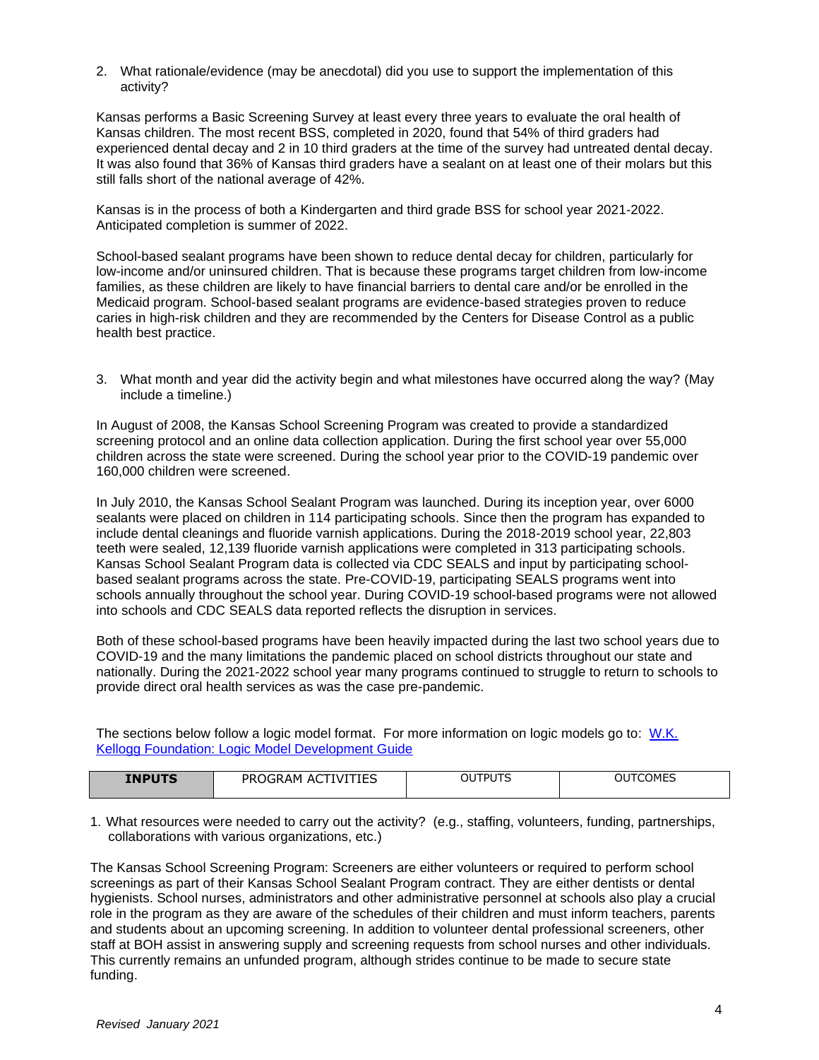2. What rationale/evidence (may be anecdotal) did you use to support the implementation of this activity?

Kansas performs a Basic Screening Survey at least every three years to evaluate the oral health of Kansas children. The most recent BSS, completed in 2020, found that 54% of third graders had experienced dental decay and 2 in 10 third graders at the time of the survey had untreated dental decay. It was also found that 36% of Kansas third graders have a sealant on at least one of their molars but this still falls short of the national average of 42%.

Kansas is in the process of both a Kindergarten and third grade BSS for school year 2021-2022. Anticipated completion is summer of 2022.

School-based sealant programs have been shown to reduce dental decay for children, particularly for low-income and/or uninsured children. That is because these programs target children from low-income families, as these children are likely to have financial barriers to dental care and/or be enrolled in the Medicaid program. School-based sealant programs are evidence-based strategies proven to reduce caries in high-risk children and they are recommended by the Centers for Disease Control as a public health best practice.

3. What month and year did the activity begin and what milestones have occurred along the way? (May include a timeline.)

In August of 2008, the Kansas School Screening Program was created to provide a standardized screening protocol and an online data collection application. During the first school year over 55,000 children across the state were screened. During the school year prior to the COVID-19 pandemic over 160,000 children were screened.

In July 2010, the Kansas School Sealant Program was launched. During its inception year, over 6000 sealants were placed on children in 114 participating schools. Since then the program has expanded to include dental cleanings and fluoride varnish applications. During the 2018-2019 school year, 22,803 teeth were sealed, 12,139 fluoride varnish applications were completed in 313 participating schools. Kansas School Sealant Program data is collected via CDC SEALS and input by participating school-based sealant programs across the state. Pre-COVID-19, participating SEALS programs went into schools annually throughout the school year. During COVID-19 school-based programs were not allowed into schools and CDC SEALS data reported reflects the disruption in services.

Both of these school-based programs have been heavily impacted during the last two school years due to COVID-19 and the many limitations the pandemic placed on school districts throughout our state and nationally. During the 2021-2022 school year many programs continued to struggle to return to schools to provide direct oral health services as was the case pre-pandemic.

The sections below follow a logic model format. For more information on logic models go to: [W.K. Kellogg Foundation: Logic Model Development Guide]

| **INPUTS** | PROGRAM ACTIVITIES | OUTPUTS | OUTCOMES |
|---|---|---|---|

1. What resources were needed to carry out the activity? (e.g., staffing, volunteers, funding, partnerships, collaborations with various organizations, etc.)

The Kansas School Screening Program: Screeners are either volunteers or required to perform school screenings as part of their Kansas School Sealant Program contract. They are either dentists or dental hygienists. School nurses, administrators and other administrative personnel at schools also play a crucial role in the program as they are aware of the schedules of their children and must inform teachers, parents and students about an upcoming screening. In addition to volunteer dental professional screeners, other staff at BOH assist in answering supply and screening requests from school nurses and other individuals. This currently remains an unfunded program, although strides continue to be made to secure state funding.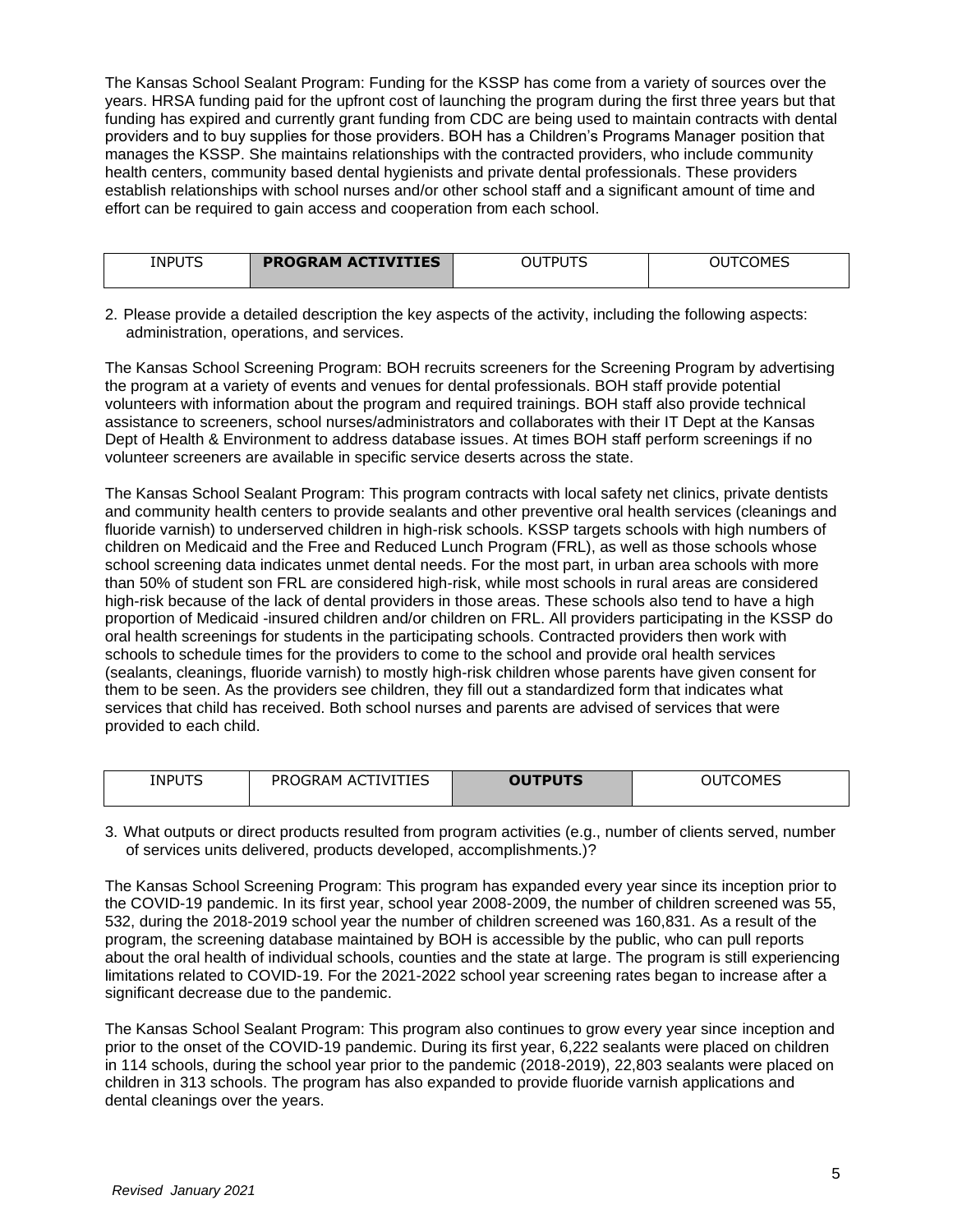The Kansas School Sealant Program: Funding for the KSSP has come from a variety of sources over the years. HRSA funding paid for the upfront cost of launching the program during the first three years but that funding has expired and currently grant funding from CDC are being used to maintain contracts with dental providers and to buy supplies for those providers. BOH has a Children's Programs Manager position that manages the KSSP. She maintains relationships with the contracted providers, who include community health centers, community based dental hygienists and private dental professionals. These providers establish relationships with school nurses and/or other school staff and a significant amount of time and effort can be required to gain access and cooperation from each school.

| INPUTS | **PROGRAM ACTIVITIES** | OUTPUTS | OUTCOMES |
|---|---|---|---|

2. Please provide a detailed description the key aspects of the activity, including the following aspects: administration, operations, and services.

The Kansas School Screening Program: BOH recruits screeners for the Screening Program by advertising the program at a variety of events and venues for dental professionals. BOH staff provide potential volunteers with information about the program and required trainings. BOH staff also provide technical assistance to screeners, school nurses/administrators and collaborates with their IT Dept at the Kansas Dept of Health & Environment to address database issues. At times BOH staff perform screenings if no volunteer screeners are available in specific service deserts across the state.

The Kansas School Sealant Program: This program contracts with local safety net clinics, private dentists and community health centers to provide sealants and other preventive oral health services (cleanings and fluoride varnish) to underserved children in high-risk schools. KSSP targets schools with high numbers of children on Medicaid and the Free and Reduced Lunch Program (FRL), as well as those schools whose school screening data indicates unmet dental needs. For the most part, in urban area schools with more than 50% of student son FRL are considered high-risk, while most schools in rural areas are considered high-risk because of the lack of dental providers in those areas. These schools also tend to have a high proportion of Medicaid -insured children and/or children on FRL. All providers participating in the KSSP do oral health screenings for students in the participating schools. Contracted providers then work with schools to schedule times for the providers to come to the school and provide oral health services (sealants, cleanings, fluoride varnish) to mostly high-risk children whose parents have given consent for them to be seen. As the providers see children, they fill out a standardized form that indicates what services that child has received. Both school nurses and parents are advised of services that were provided to each child.

| INPUTS | PROGRAM ACTIVITIES | **OUTPUTS** | OUTCOMES |
|---|---|---|---|

3. What outputs or direct products resulted from program activities (e.g., number of clients served, number of services units delivered, products developed, accomplishments.)?

The Kansas School Screening Program: This program has expanded every year since its inception prior to the COVID-19 pandemic. In its first year, school year 2008-2009, the number of children screened was 55, 532, during the 2018-2019 school year the number of children screened was 160,831. As a result of the program, the screening database maintained by BOH is accessible by the public, who can pull reports about the oral health of individual schools, counties and the state at large. The program is still experiencing limitations related to COVID-19. For the 2021-2022 school year screening rates began to increase after a significant decrease due to the pandemic.

The Kansas School Sealant Program: This program also continues to grow every year since inception and prior to the onset of the COVID-19 pandemic. During its first year, 6,222 sealants were placed on children in 114 schools, during the school year prior to the pandemic (2018-2019), 22,803 sealants were placed on children in 313 schools. The program has also expanded to provide fluoride varnish applications and dental cleanings over the years.

*Revised January 2021*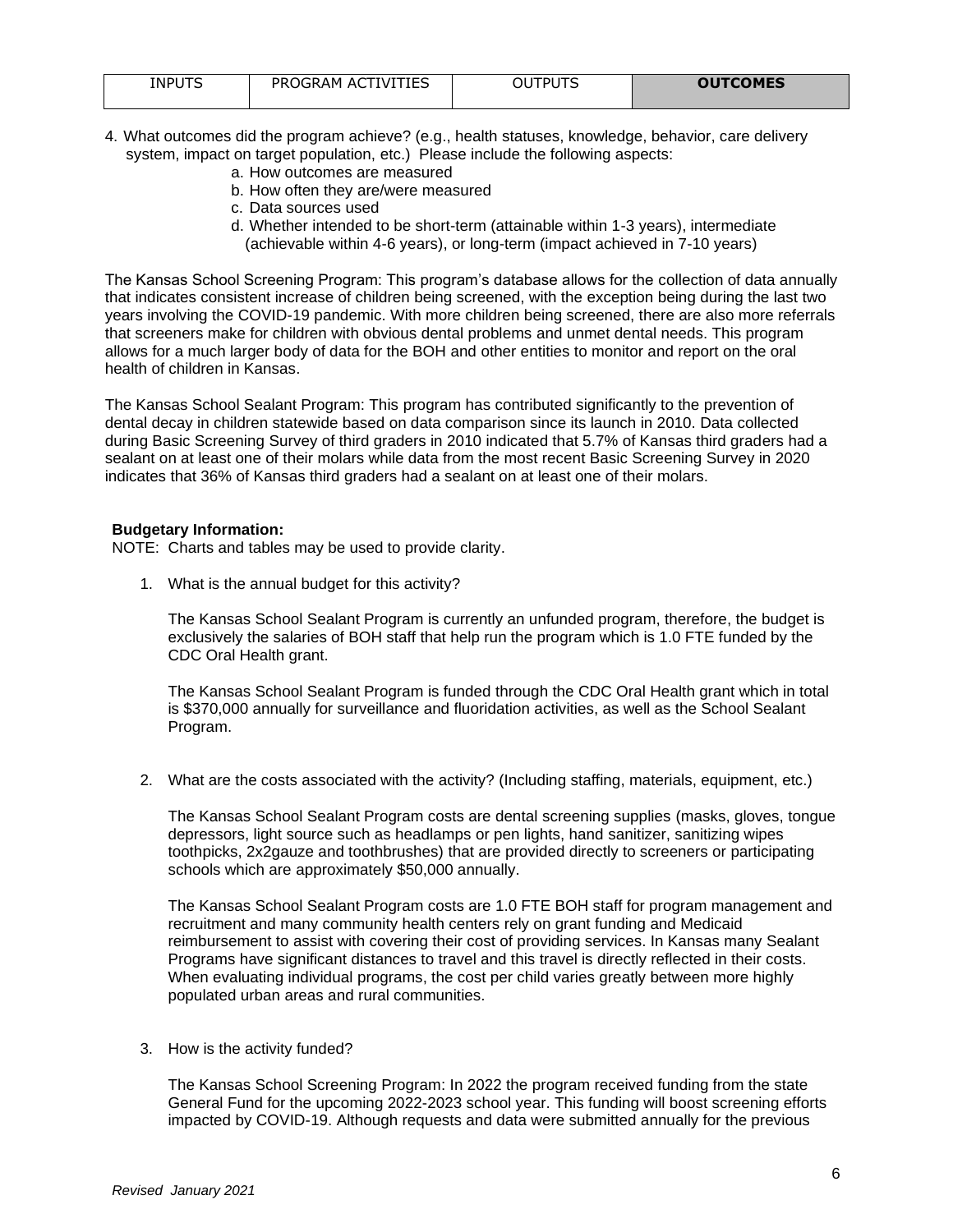| INPUTS | PROGRAM ACTIVITIES | OUTPUTS | **OUTCOMES** |
|---|---|---|---|

4. What outcomes did the program achieve? (e.g., health statuses, knowledge, behavior, care delivery system, impact on target population, etc.) Please include the following aspects:
   a. How outcomes are measured
   b. How often they are/were measured
   c. Data sources used
   d. Whether intended to be short-term (attainable within 1-3 years), intermediate (achievable within 4-6 years), or long-term (impact achieved in 7-10 years)

The Kansas School Screening Program: This program's database allows for the collection of data annually that indicates consistent increase of children being screened, with the exception being during the last two years involving the COVID-19 pandemic. With more children being screened, there are also more referrals that screeners make for children with obvious dental problems and unmet dental needs. This program allows for a much larger body of data for the BOH and other entities to monitor and report on the oral health of children in Kansas.

The Kansas School Sealant Program: This program has contributed significantly to the prevention of dental decay in children statewide based on data comparison since its launch in 2010. Data collected during Basic Screening Survey of third graders in 2010 indicated that 5.7% of Kansas third graders had a sealant on at least one of their molars while data from the most recent Basic Screening Survey in 2020 indicates that 36% of Kansas third graders had a sealant on at least one of their molars.

**Budgetary Information:**

NOTE: Charts and tables may be used to provide clarity.

1. What is the annual budget for this activity?

   The Kansas School Sealant Program is currently an unfunded program, therefore, the budget is exclusively the salaries of BOH staff that help run the program which is 1.0 FTE funded by the CDC Oral Health grant.

   The Kansas School Sealant Program is funded through the CDC Oral Health grant which in total is $370,000 annually for surveillance and fluoridation activities, as well as the School Sealant Program.

2. What are the costs associated with the activity? (Including staffing, materials, equipment, etc.)

   The Kansas School Sealant Program costs are dental screening supplies (masks, gloves, tongue depressors, light source such as headlamps or pen lights, hand sanitizer, sanitizing wipes toothpicks, 2x2gauze and toothbrushes) that are provided directly to screeners or participating schools which are approximately $50,000 annually.

   The Kansas School Sealant Program costs are 1.0 FTE BOH staff for program management and recruitment and many community health centers rely on grant funding and Medicaid reimbursement to assist with covering their cost of providing services. In Kansas many Sealant Programs have significant distances to travel and this travel is directly reflected in their costs. When evaluating individual programs, the cost per child varies greatly between more highly populated urban areas and rural communities.

3. How is the activity funded?

   The Kansas School Screening Program: In 2022 the program received funding from the state General Fund for the upcoming 2022-2023 school year. This funding will boost screening efforts impacted by COVID-19. Although requests and data were submitted annually for the previous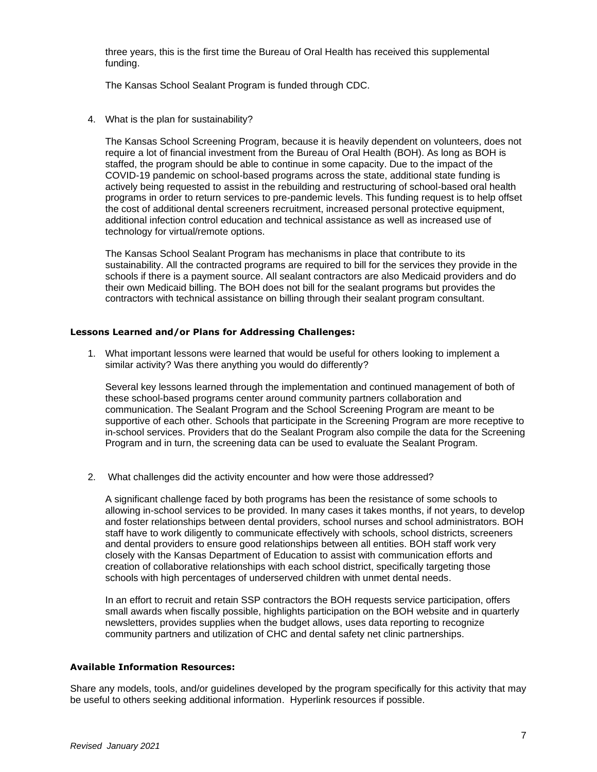three years, this is the first time the Bureau of Oral Health has received this supplemental funding.

The Kansas School Sealant Program is funded through CDC.

4. What is the plan for sustainability?

   The Kansas School Screening Program, because it is heavily dependent on volunteers, does not require a lot of financial investment from the Bureau of Oral Health (BOH). As long as BOH is staffed, the program should be able to continue in some capacity. Due to the impact of the COVID-19 pandemic on school-based programs across the state, additional state funding is actively being requested to assist in the rebuilding and restructuring of school-based oral health programs in order to return services to pre-pandemic levels. This funding request is to help offset the cost of additional dental screeners recruitment, increased personal protective equipment, additional infection control education and technical assistance as well as increased use of technology for virtual/remote options.

   The Kansas School Sealant Program has mechanisms in place that contribute to its sustainability. All the contracted programs are required to bill for the services they provide in the schools if there is a payment source. All sealant contractors are also Medicaid providers and do their own Medicaid billing. The BOH does not bill for the sealant programs but provides the contractors with technical assistance on billing through their sealant program consultant.

**Lessons Learned and/or Plans for Addressing Challenges:**

1. What important lessons were learned that would be useful for others looking to implement a similar activity? Was there anything you would do differently?

   Several key lessons learned through the implementation and continued management of both of these school-based programs center around community partners collaboration and communication. The Sealant Program and the School Screening Program are meant to be supportive of each other. Schools that participate in the Screening Program are more receptive to in-school services. Providers that do the Sealant Program also compile the data for the Screening Program and in turn, the screening data can be used to evaluate the Sealant Program.

2. What challenges did the activity encounter and how were those addressed?

   A significant challenge faced by both programs has been the resistance of some schools to allowing in-school services to be provided. In many cases it takes months, if not years, to develop and foster relationships between dental providers, school nurses and school administrators. BOH staff have to work diligently to communicate effectively with schools, school districts, screeners and dental providers to ensure good relationships between all entities. BOH staff work very closely with the Kansas Department of Education to assist with communication efforts and creation of collaborative relationships with each school district, specifically targeting those schools with high percentages of underserved children with unmet dental needs.

   In an effort to recruit and retain SSP contractors the BOH requests service participation, offers small awards when fiscally possible, highlights participation on the BOH website and in quarterly newsletters, provides supplies when the budget allows, uses data reporting to recognize community partners and utilization of CHC and dental safety net clinic partnerships.

**Available Information Resources:**

Share any models, tools, and/or guidelines developed by the program specifically for this activity that may be useful to others seeking additional information. Hyperlink resources if possible.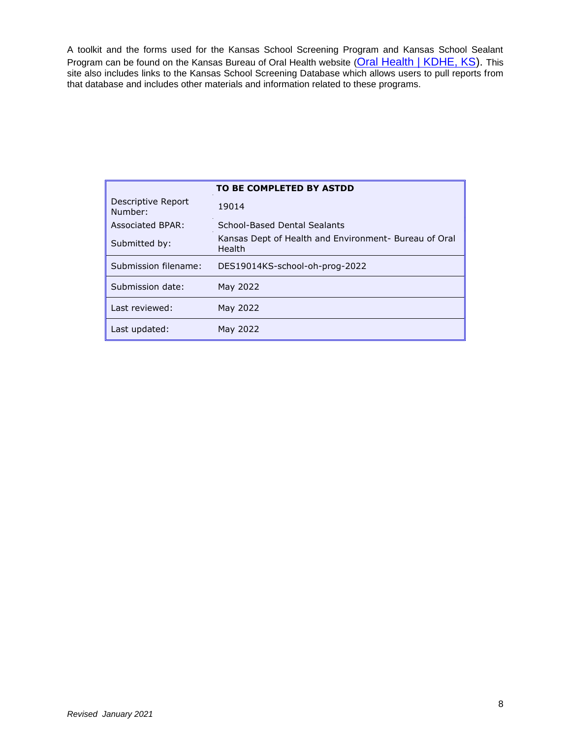A toolkit and the forms used for the Kansas School Screening Program and Kansas School Sealant Program can be found on the Kansas Bureau of Oral Health website (Oral Health | KDHE, KS). This site also includes links to the Kansas School Screening Database which allows users to pull reports from that database and includes other materials and information related to these programs.

| | |
|---|---|
| | **TO BE COMPLETED BY ASTDD** |
| Descriptive Report Number: | 19014 |
| Associated BPAR: | School-Based Dental Sealants |
| Submitted by: | Kansas Dept of Health and Environment- Bureau of Oral Health |
| Submission filename: | DES19014KS-school-oh-prog-2022 |
| Submission date: | May 2022 |
| Last reviewed: | May 2022 |
| Last updated: | May 2022 |

*Revised January 2021*